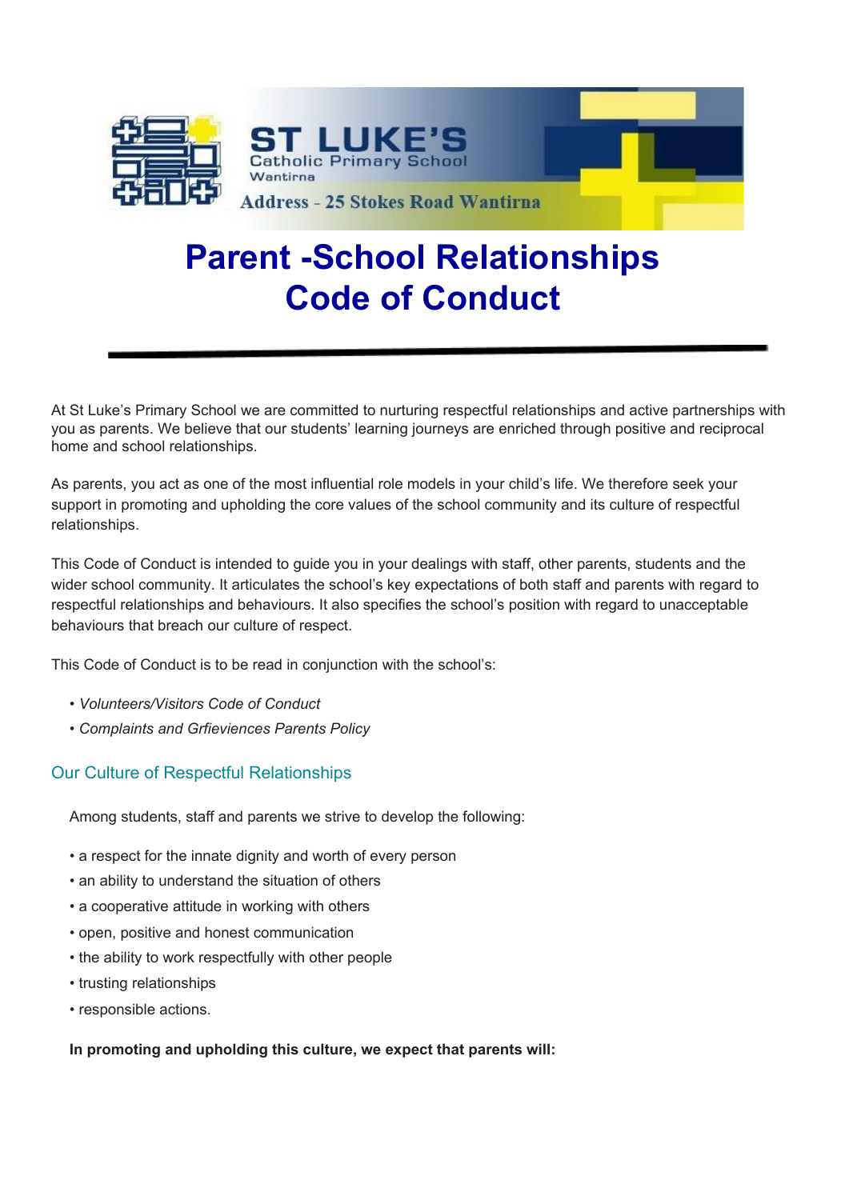ST LUKE'S
Catholic Primary School
Wantirna

Address - 25 Stokes Road Wantirna

# Parent -School Relationships Code of Conduct

At St Luke's Primary School we are committed to nurturing respectful relationships and active partnerships with you as parents. We believe that our students' learning journeys are enriched through positive and reciprocal home and school relationships.

As parents, you act as one of the most influential role models in your child's life. We therefore seek your support in promoting and upholding the core values of the school community and its culture of respectful relationships.

This Code of Conduct is intended to guide you in your dealings with staff, other parents, students and the wider school community. It articulates the school's key expectations of both staff and parents with regard to respectful relationships and behaviours. It also specifies the school's position with regard to unacceptable behaviours that breach our culture of respect.

This Code of Conduct is to be read in conjunction with the school's:

- *Volunteers/Visitors Code of Conduct*
- *Complaints and Grfieviences Parents Policy*

## Our Culture of Respectful Relationships

Among students, staff and parents we strive to develop the following:

- a respect for the innate dignity and worth of every person
- an ability to understand the situation of others
- a cooperative attitude in working with others
- open, positive and honest communication
- the ability to work respectfully with other people
- trusting relationships
- responsible actions.

**In promoting and upholding this culture, we expect that parents will:**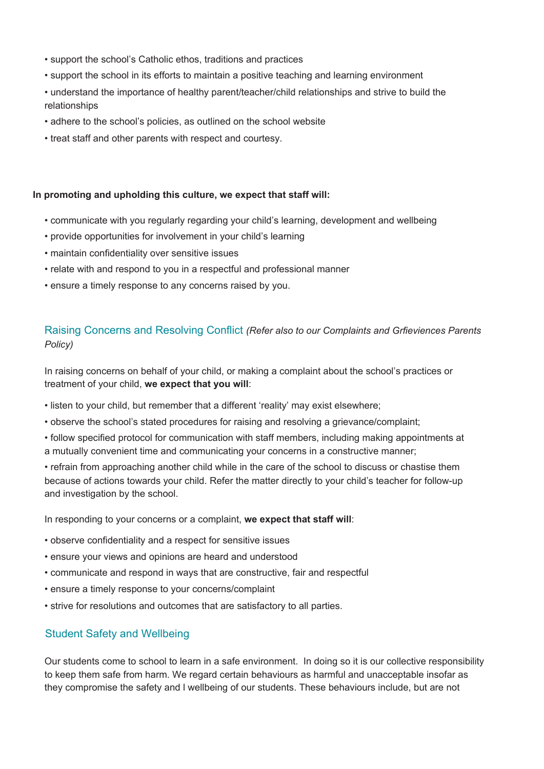- support the school's Catholic ethos, traditions and practices
- support the school in its efforts to maintain a positive teaching and learning environment
- understand the importance of healthy parent/teacher/child relationships and strive to build the relationships
- adhere to the school's policies, as outlined on the school website
- treat staff and other parents with respect and courtesy.

**In promoting and upholding this culture, we expect that staff will:**

- communicate with you regularly regarding your child's learning, development and wellbeing
- provide opportunities for involvement in your child's learning
- maintain confidentiality over sensitive issues
- relate with and respond to you in a respectful and professional manner
- ensure a timely response to any concerns raised by you.

## Raising Concerns and Resolving Conflict *(Refer also to our Complaints and Grfieviences Parents Policy)*

In raising concerns on behalf of your child, or making a complaint about the school's practices or treatment of your child, **we expect that you will**:

- listen to your child, but remember that a different 'reality' may exist elsewhere;
- observe the school's stated procedures for raising and resolving a grievance/complaint;
- follow specified protocol for communication with staff members, including making appointments at a mutually convenient time and communicating your concerns in a constructive manner;
- refrain from approaching another child while in the care of the school to discuss or chastise them because of actions towards your child. Refer the matter directly to your child's teacher for follow-up and investigation by the school.

In responding to your concerns or a complaint, **we expect that staff will**:

- observe confidentiality and a respect for sensitive issues
- ensure your views and opinions are heard and understood
- communicate and respond in ways that are constructive, fair and respectful
- ensure a timely response to your concerns/complaint
- strive for resolutions and outcomes that are satisfactory to all parties.

## Student Safety and Wellbeing

Our students come to school to learn in a safe environment. In doing so it is our collective responsibility to keep them safe from harm. We regard certain behaviours as harmful and unacceptable insofar as they compromise the safety and l wellbeing of our students. These behaviours include, but are not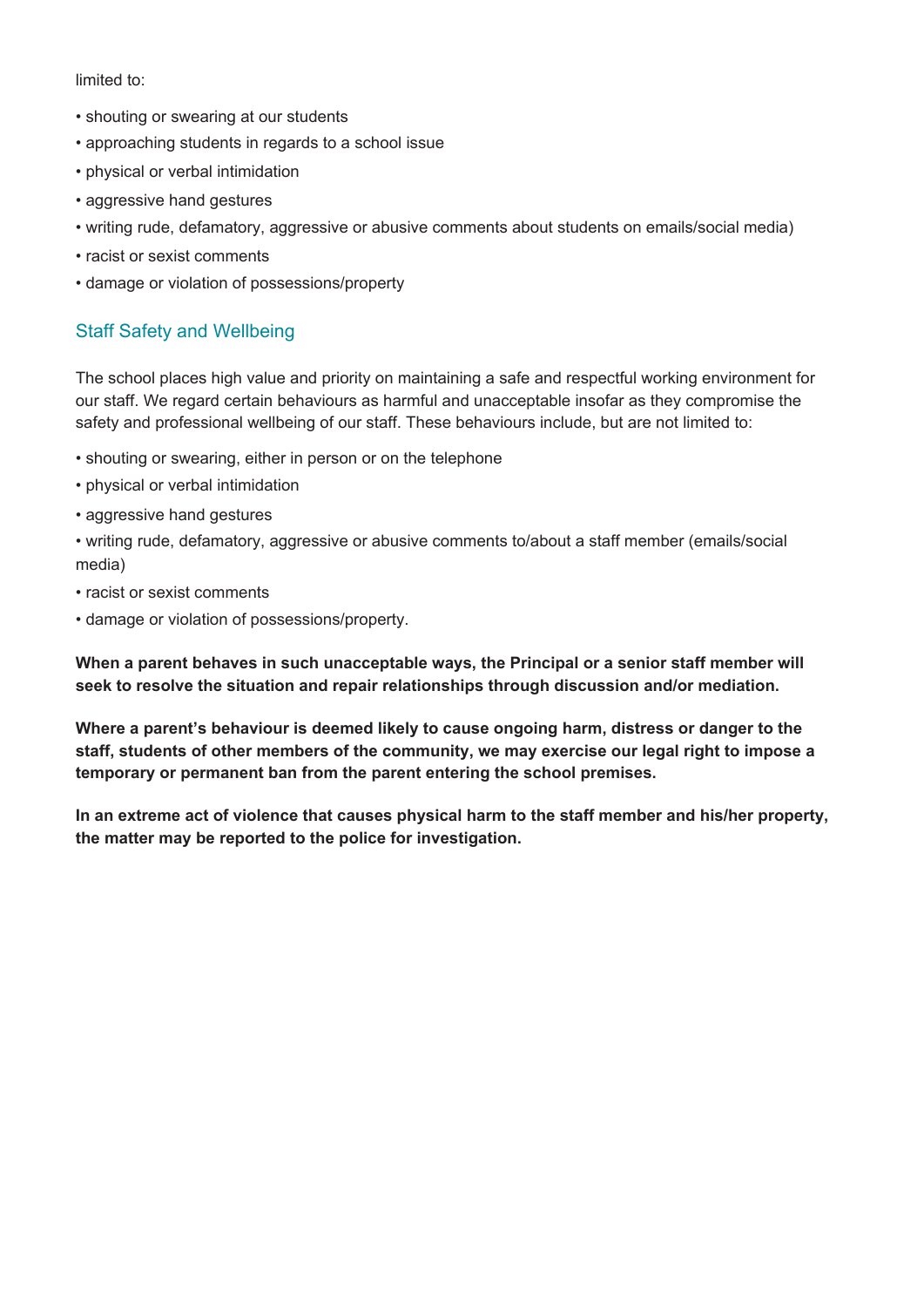limited to:

- shouting or swearing at our students
- approaching students in regards to a school issue
- physical or verbal intimidation
- aggressive hand gestures
- writing rude, defamatory, aggressive or abusive comments about students on emails/social media)
- racist or sexist comments
- damage or violation of possessions/property

## Staff Safety and Wellbeing

The school places high value and priority on maintaining a safe and respectful working environment for our staff. We regard certain behaviours as harmful and unacceptable insofar as they compromise the safety and professional wellbeing of our staff. These behaviours include, but are not limited to:

- shouting or swearing, either in person or on the telephone
- physical or verbal intimidation
- aggressive hand gestures
- writing rude, defamatory, aggressive or abusive comments to/about a staff member (emails/social media)
- racist or sexist comments
- damage or violation of possessions/property.

**When a parent behaves in such unacceptable ways, the Principal or a senior staff member will seek to resolve the situation and repair relationships through discussion and/or mediation.**

**Where a parent's behaviour is deemed likely to cause ongoing harm, distress or danger to the staff, students of other members of the community, we may exercise our legal right to impose a temporary or permanent ban from the parent entering the school premises.**

**In an extreme act of violence that causes physical harm to the staff member and his/her property, the matter may be reported to the police for investigation.**